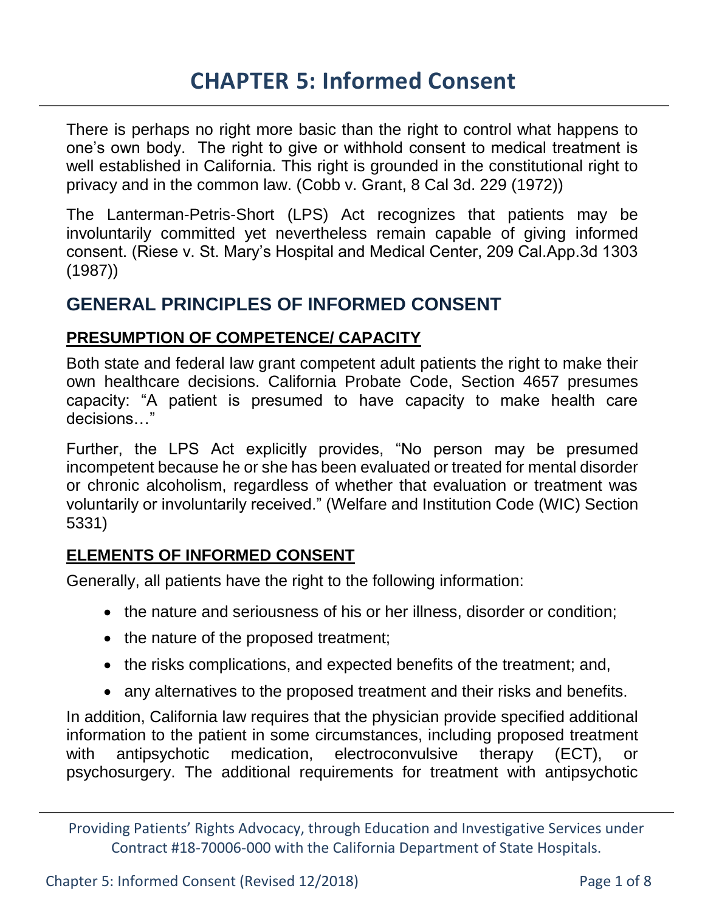# CHAPTER 5: Informed Consent

There is perhaps no right more basic than the right to control what happens to one's own body. The right to give or withhold consent to medical treatment is well established in California. This right is grounded in the constitutional right to privacy and in the common law. (Cobb v. Grant, 8 Cal 3d. 229 (1972))

The Lanterman-Petris-Short (LPS) Act recognizes that patients may be involuntarily committed yet nevertheless remain capable of giving informed consent. (Riese v. St. Mary's Hospital and Medical Center, 209 Cal.App.3d 1303 (1987))

## GENERAL PRINCIPLES OF INFORMED CONSENT

### PRESUMPTION OF COMPETENCE/ CAPACITY

Both state and federal law grant competent adult patients the right to make their own healthcare decisions. California Probate Code, Section 4657 presumes capacity: "A patient is presumed to have capacity to make health care decisions…"

Further, the LPS Act explicitly provides, "No person may be presumed incompetent because he or she has been evaluated or treated for mental disorder or chronic alcoholism, regardless of whether that evaluation or treatment was voluntarily or involuntarily received." (Welfare and Institution Code (WIC) Section 5331)

### ELEMENTS OF INFORMED CONSENT

Generally, all patients have the right to the following information:

- the nature and seriousness of his or her illness, disorder or condition;
- the nature of the proposed treatment;
- the risks complications, and expected benefits of the treatment; and,
- any alternatives to the proposed treatment and their risks and benefits.

In addition, California law requires that the physician provide specified additional information to the patient in some circumstances, including proposed treatment with antipsychotic medication, electroconvulsive therapy (ECT), or psychosurgery. The additional requirements for treatment with antipsychotic

Providing Patients' Rights Advocacy, through Education and Investigative Services under Contract #18-70006-000 with the California Department of State Hospitals.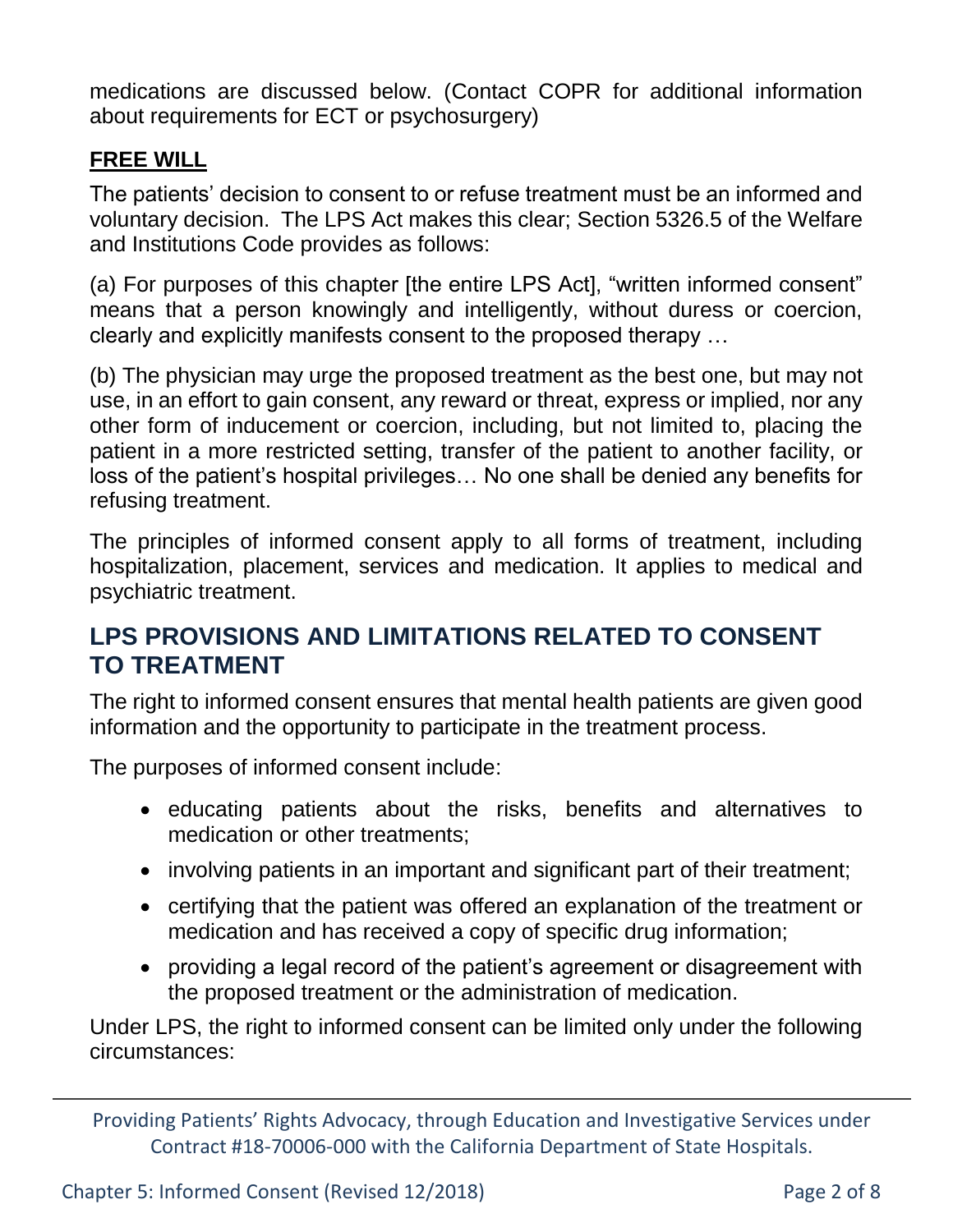medications are discussed below. (Contact COPR for additional information about requirements for ECT or psychosurgery)

## **FREE WILL**

The patients' decision to consent to or refuse treatment must be an informed and voluntary decision. The LPS Act makes this clear; Section 5326.5 of the Welfare and Institutions Code provides as follows:

(a) For purposes of this chapter [the entire LPS Act], "written informed consent" means that a person knowingly and intelligently, without duress or coercion, clearly and explicitly manifests consent to the proposed therapy …

(b) The physician may urge the proposed treatment as the best one, but may not use, in an effort to gain consent, any reward or threat, express or implied, nor any other form of inducement or coercion, including, but not limited to, placing the patient in a more restricted setting, transfer of the patient to another facility, or loss of the patient's hospital privileges… No one shall be denied any benefits for refusing treatment.

The principles of informed consent apply to all forms of treatment, including hospitalization, placement, services and medication. It applies to medical and psychiatric treatment.

## LPS PROVISIONS AND LIMITATIONS RELATED TO CONSENT TO TREATMENT

The right to informed consent ensures that mental health patients are given good information and the opportunity to participate in the treatment process.

The purposes of informed consent include:

- educating patients about the risks, benefits and alternatives to medication or other treatments;
- involving patients in an important and significant part of their treatment;
- certifying that the patient was offered an explanation of the treatment or medication and has received a copy of specific drug information;
- providing a legal record of the patient's agreement or disagreement with the proposed treatment or the administration of medication.

Under LPS, the right to informed consent can be limited only under the following circumstances: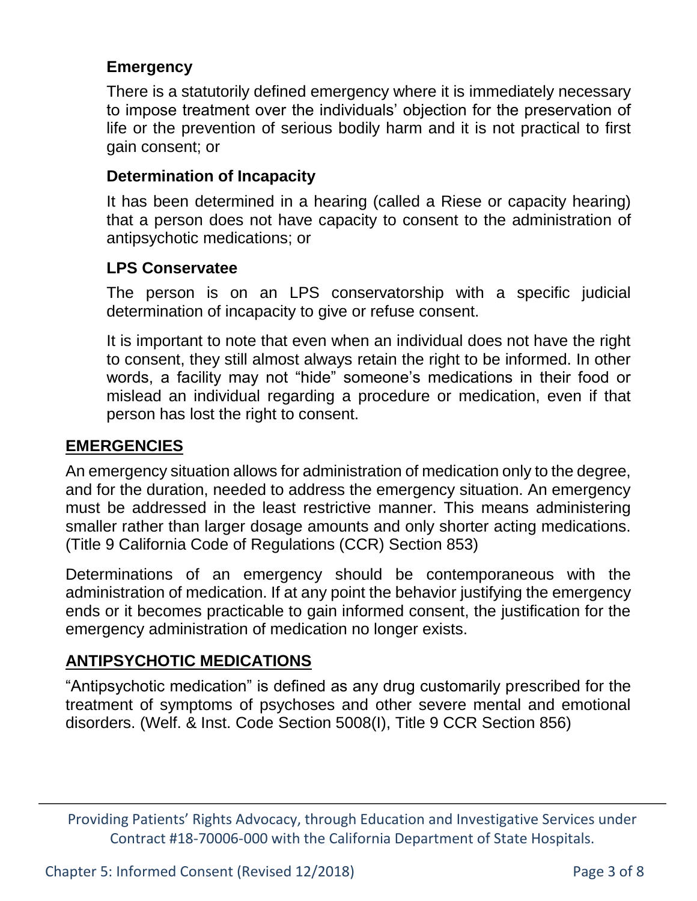### Emergency

There is a statutorily defined emergency where it is immediately necessary to impose treatment over the individuals' objection for the preservation of life or the prevention of serious bodily harm and it is not practical to first gain consent; or

### Determination of Incapacity

It has been determined in a hearing (called a Riese or capacity hearing) that a person does not have capacity to consent to the administration of antipsychotic medications; or

### LPS Conservatee

The person is on an LPS conservatorship with a specific judicial determination of incapacity to give or refuse consent.

It is important to note that even when an individual does not have the right to consent, they still almost always retain the right to be informed. In other words, a facility may not "hide" someone's medications in their food or mislead an individual regarding a procedure or medication, even if that person has lost the right to consent.

## EMERGENCIES

An emergency situation allows for administration of medication only to the degree, and for the duration, needed to address the emergency situation. An emergency must be addressed in the least restrictive manner. This means administering smaller rather than larger dosage amounts and only shorter acting medications. (Title 9 California Code of Regulations (CCR) Section 853)

Determinations of an emergency should be contemporaneous with the administration of medication. If at any point the behavior justifying the emergency ends or it becomes practicable to gain informed consent, the justification for the emergency administration of medication no longer exists.

## ANTIPSYCHOTIC MEDICATIONS

"Antipsychotic medication" is defined as any drug customarily prescribed for the treatment of symptoms of psychoses and other severe mental and emotional disorders. (Welf. & Inst. Code Section 5008(I), Title 9 CCR Section 856)

Providing Patients' Rights Advocacy, through Education and Investigative Services under Contract #18-70006-000 with the California Department of State Hospitals.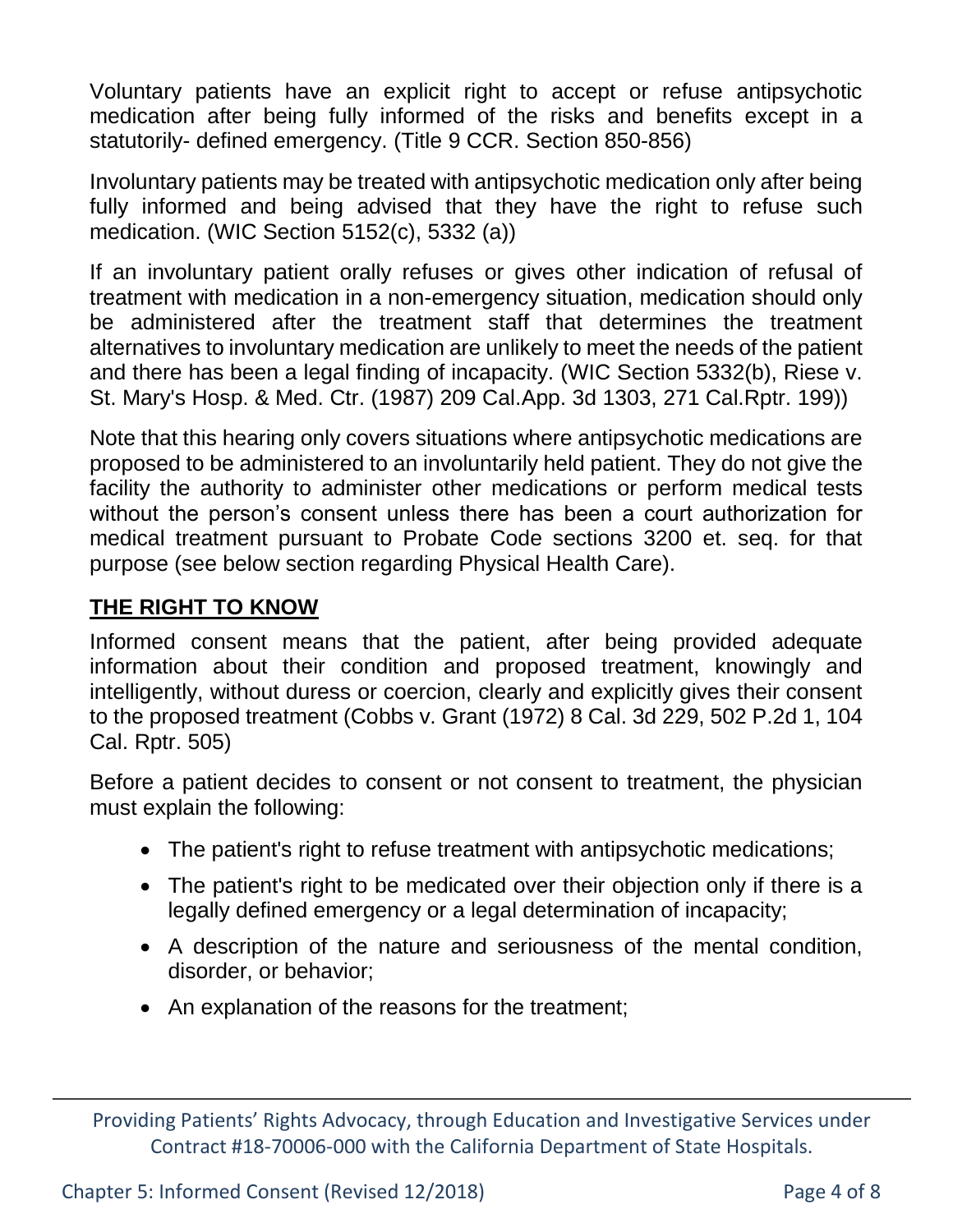Voluntary patients have an explicit right to accept or refuse antipsychotic medication after being fully informed of the risks and benefits except in a statutorily- defined emergency. (Title 9 CCR. Section 850-856)

Involuntary patients may be treated with antipsychotic medication only after being fully informed and being advised that they have the right to refuse such medication. (WIC Section 5152(c), 5332 (a))

If an involuntary patient orally refuses or gives other indication of refusal of treatment with medication in a non-emergency situation, medication should only be administered after the treatment staff that determines the treatment alternatives to involuntary medication are unlikely to meet the needs of the patient and there has been a legal finding of incapacity. (WIC Section 5332(b), Riese v. St. Mary's Hosp. & Med. Ctr. (1987) 209 Cal.App. 3d 1303, 271 Cal.Rptr. 199))

Note that this hearing only covers situations where antipsychotic medications are proposed to be administered to an involuntarily held patient. They do not give the facility the authority to administer other medications or perform medical tests without the person's consent unless there has been a court authorization for medical treatment pursuant to Probate Code sections 3200 et. seq. for that purpose (see below section regarding Physical Health Care).

## THE RIGHT TO KNOW

Informed consent means that the patient, after being provided adequate information about their condition and proposed treatment, knowingly and intelligently, without duress or coercion, clearly and explicitly gives their consent to the proposed treatment (Cobbs v. Grant (1972) 8 Cal. 3d 229, 502 P.2d 1, 104 Cal. Rptr. 505)

Before a patient decides to consent or not consent to treatment, the physician must explain the following:

- The patient's right to refuse treatment with antipsychotic medications;
- The patient's right to be medicated over their objection only if there is a legally defined emergency or a legal determination of incapacity;
- A description of the nature and seriousness of the mental condition, disorder, or behavior;
- An explanation of the reasons for the treatment;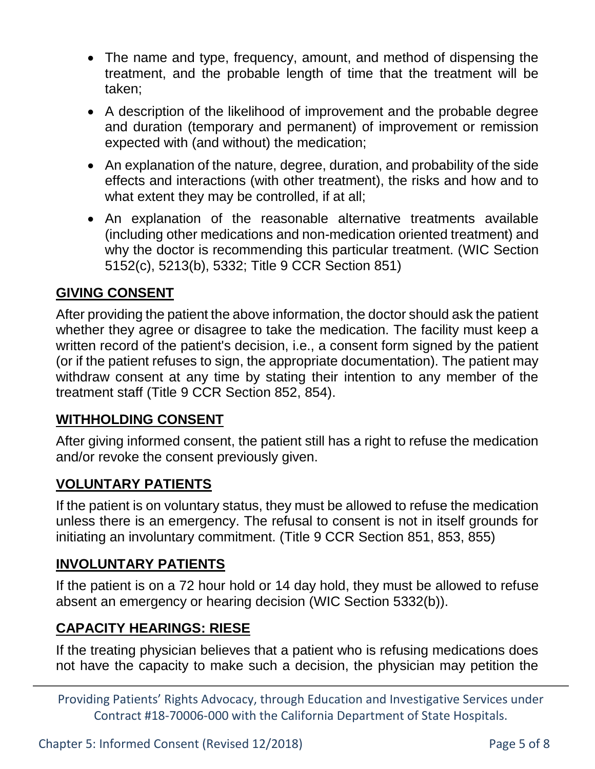- The name and type, frequency, amount, and method of dispensing the treatment, and the probable length of time that the treatment will be taken;
- A description of the likelihood of improvement and the probable degree and duration (temporary and permanent) of improvement or remission expected with (and without) the medication;
- An explanation of the nature, degree, duration, and probability of the side effects and interactions (with other treatment), the risks and how and to what extent they may be controlled, if at all;
- An explanation of the reasonable alternative treatments available (including other medications and non-medication oriented treatment) and why the doctor is recommending this particular treatment. (WIC Section 5152(c), 5213(b), 5332; Title 9 CCR Section 851)

## GIVING CONSENT

After providing the patient the above information, the doctor should ask the patient whether they agree or disagree to take the medication. The facility must keep a written record of the patient's decision, i.e., a consent form signed by the patient (or if the patient refuses to sign, the appropriate documentation). The patient may withdraw consent at any time by stating their intention to any member of the treatment staff (Title 9 CCR Section 852, 854).

## WITHHOLDING CONSENT

After giving informed consent, the patient still has a right to refuse the medication and/or revoke the consent previously given.

## VOLUNTARY PATIENTS

If the patient is on voluntary status, they must be allowed to refuse the medication unless there is an emergency. The refusal to consent is not in itself grounds for initiating an involuntary commitment. (Title 9 CCR Section 851, 853, 855)

## INVOLUNTARY PATIENTS

If the patient is on a 72 hour hold or 14 day hold, they must be allowed to refuse absent an emergency or hearing decision (WIC Section 5332(b)).

## CAPACITY HEARINGS: RIESE

If the treating physician believes that a patient who is refusing medications does not have the capacity to make such a decision, the physician may petition the

Providing Patients' Rights Advocacy, through Education and Investigative Services under Contract #18-70006-000 with the California Department of State Hospitals.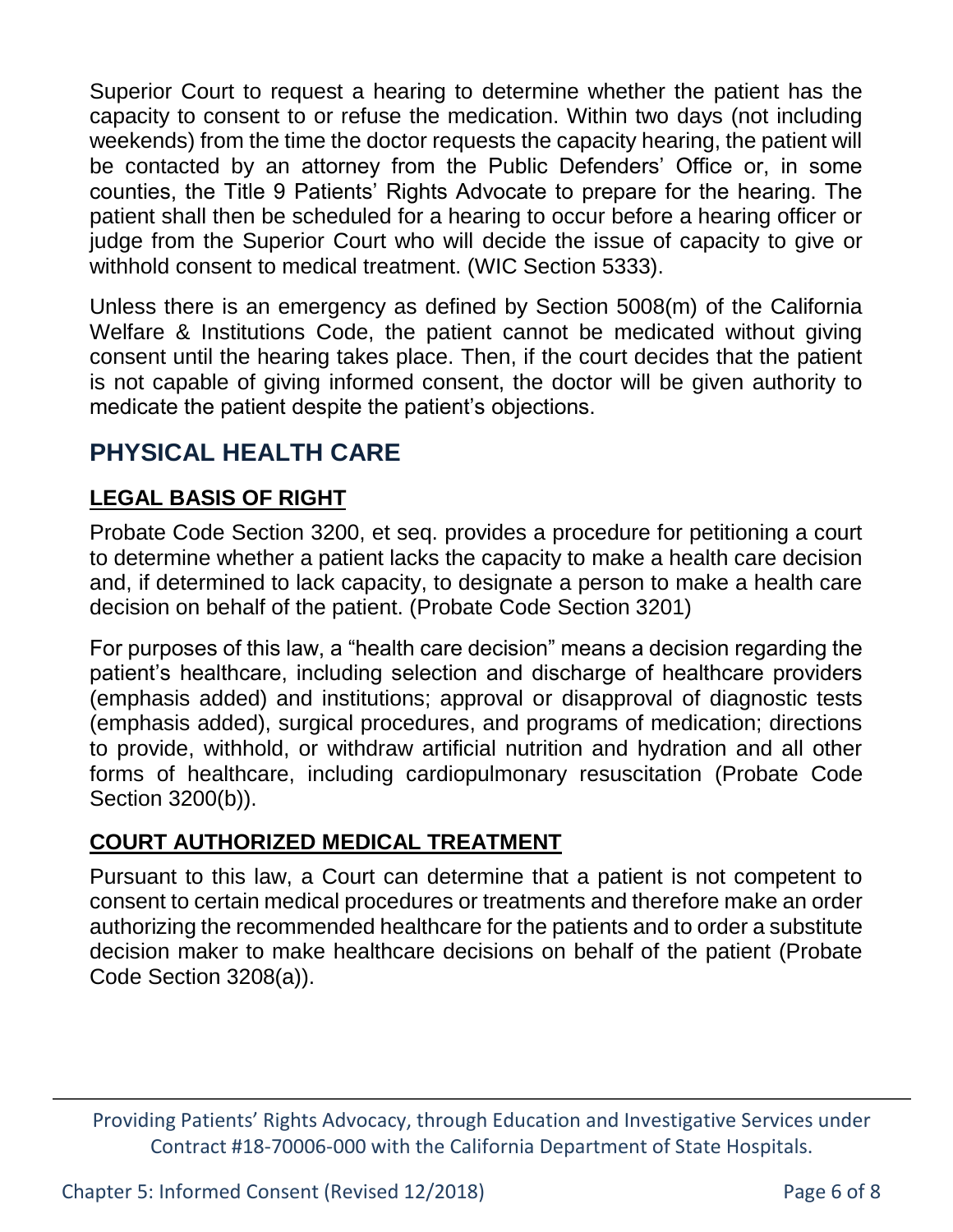Superior Court to request a hearing to determine whether the patient has the capacity to consent to or refuse the medication. Within two days (not including weekends) from the time the doctor requests the capacity hearing, the patient will be contacted by an attorney from the Public Defenders' Office or, in some counties, the Title 9 Patients' Rights Advocate to prepare for the hearing. The patient shall then be scheduled for a hearing to occur before a hearing officer or judge from the Superior Court who will decide the issue of capacity to give or withhold consent to medical treatment. (WIC Section 5333).

Unless there is an emergency as defined by Section 5008(m) of the California Welfare & Institutions Code, the patient cannot be medicated without giving consent until the hearing takes place. Then, if the court decides that the patient is not capable of giving informed consent, the doctor will be given authority to medicate the patient despite the patient's objections.

## PHYSICAL HEALTH CARE

### LEGAL BASIS OF RIGHT

Probate Code Section 3200, et seq. provides a procedure for petitioning a court to determine whether a patient lacks the capacity to make a health care decision and, if determined to lack capacity, to designate a person to make a health care decision on behalf of the patient. (Probate Code Section 3201)

For purposes of this law, a "health care decision" means a decision regarding the patient's healthcare, including selection and discharge of healthcare providers (emphasis added) and institutions; approval or disapproval of diagnostic tests (emphasis added), surgical procedures, and programs of medication; directions to provide, withhold, or withdraw artificial nutrition and hydration and all other forms of healthcare, including cardiopulmonary resuscitation (Probate Code Section 3200(b)).

### COURT AUTHORIZED MEDICAL TREATMENT

Pursuant to this law, a Court can determine that a patient is not competent to consent to certain medical procedures or treatments and therefore make an order authorizing the recommended healthcare for the patients and to order a substitute decision maker to make healthcare decisions on behalf of the patient (Probate Code Section 3208(a)).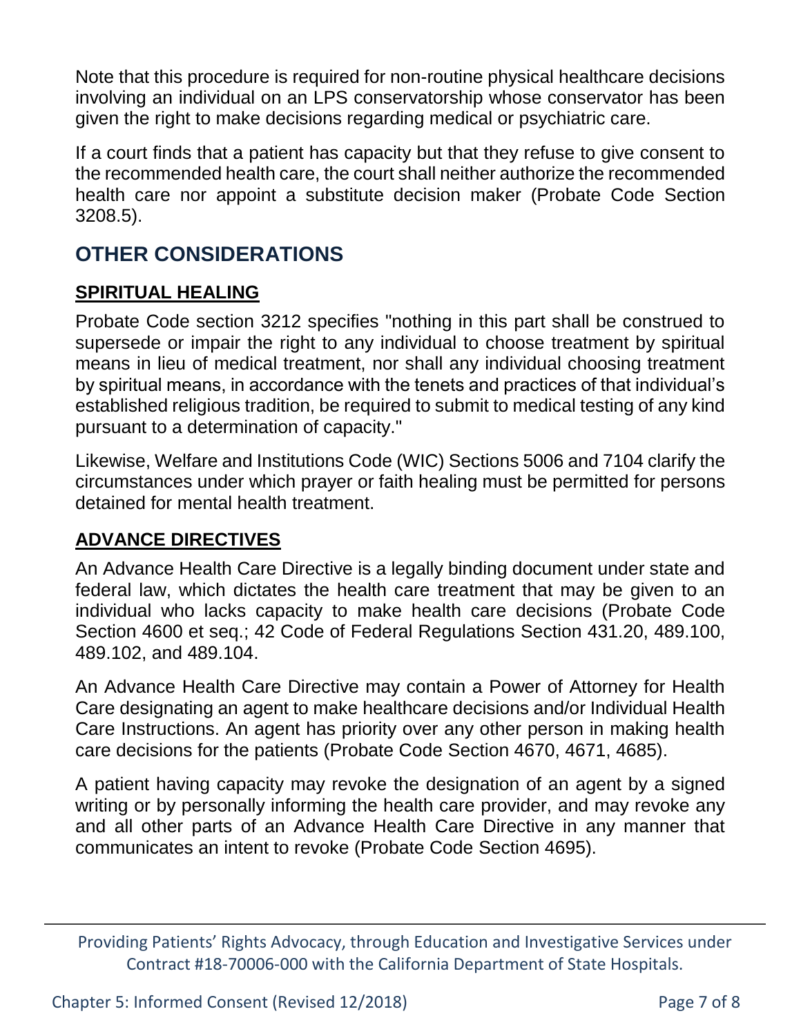Note that this procedure is required for non-routine physical healthcare decisions involving an individual on an LPS conservatorship whose conservator has been given the right to make decisions regarding medical or psychiatric care.

If a court finds that a patient has capacity but that they refuse to give consent to the recommended health care, the court shall neither authorize the recommended health care nor appoint a substitute decision maker (Probate Code Section 3208.5).

## OTHER CONSIDERATIONS

### SPIRITUAL HEALING

Probate Code section 3212 specifies "nothing in this part shall be construed to supersede or impair the right to any individual to choose treatment by spiritual means in lieu of medical treatment, nor shall any individual choosing treatment by spiritual means, in accordance with the tenets and practices of that individual's established religious tradition, be required to submit to medical testing of any kind pursuant to a determination of capacity."

Likewise, Welfare and Institutions Code (WIC) Sections 5006 and 7104 clarify the circumstances under which prayer or faith healing must be permitted for persons detained for mental health treatment.

### ADVANCE DIRECTIVES

An Advance Health Care Directive is a legally binding document under state and federal law, which dictates the health care treatment that may be given to an individual who lacks capacity to make health care decisions (Probate Code Section 4600 et seq.; 42 Code of Federal Regulations Section 431.20, 489.100, 489.102, and 489.104.

An Advance Health Care Directive may contain a Power of Attorney for Health Care designating an agent to make healthcare decisions and/or Individual Health Care Instructions. An agent has priority over any other person in making health care decisions for the patients (Probate Code Section 4670, 4671, 4685).

A patient having capacity may revoke the designation of an agent by a signed writing or by personally informing the health care provider, and may revoke any and all other parts of an Advance Health Care Directive in any manner that communicates an intent to revoke (Probate Code Section 4695).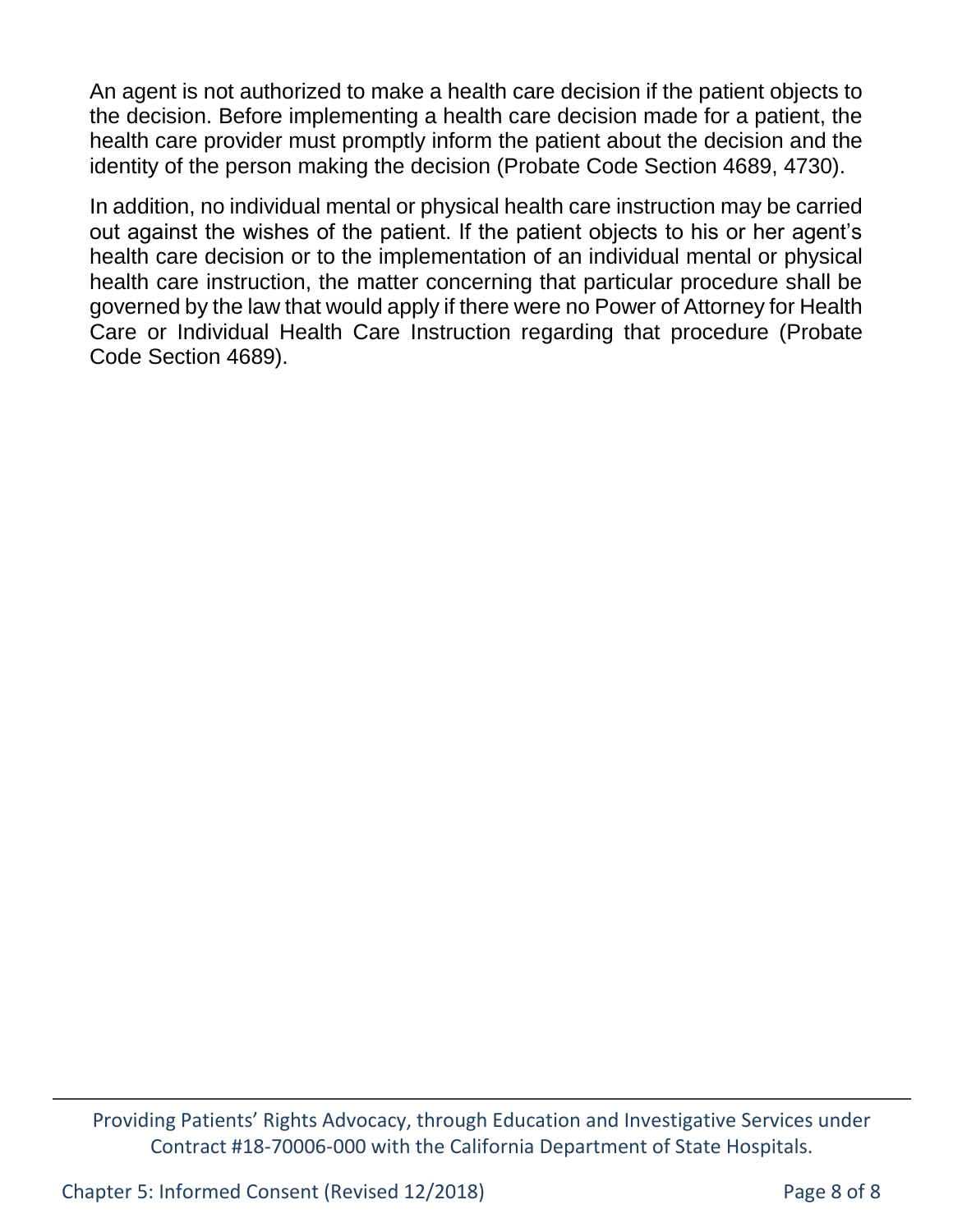An agent is not authorized to make a health care decision if the patient objects to the decision. Before implementing a health care decision made for a patient, the health care provider must promptly inform the patient about the decision and the identity of the person making the decision (Probate Code Section 4689, 4730).

In addition, no individual mental or physical health care instruction may be carried out against the wishes of the patient. If the patient objects to his or her agent's health care decision or to the implementation of an individual mental or physical health care instruction, the matter concerning that particular procedure shall be governed by the law that would apply if there were no Power of Attorney for Health Care or Individual Health Care Instruction regarding that procedure (Probate Code Section 4689).